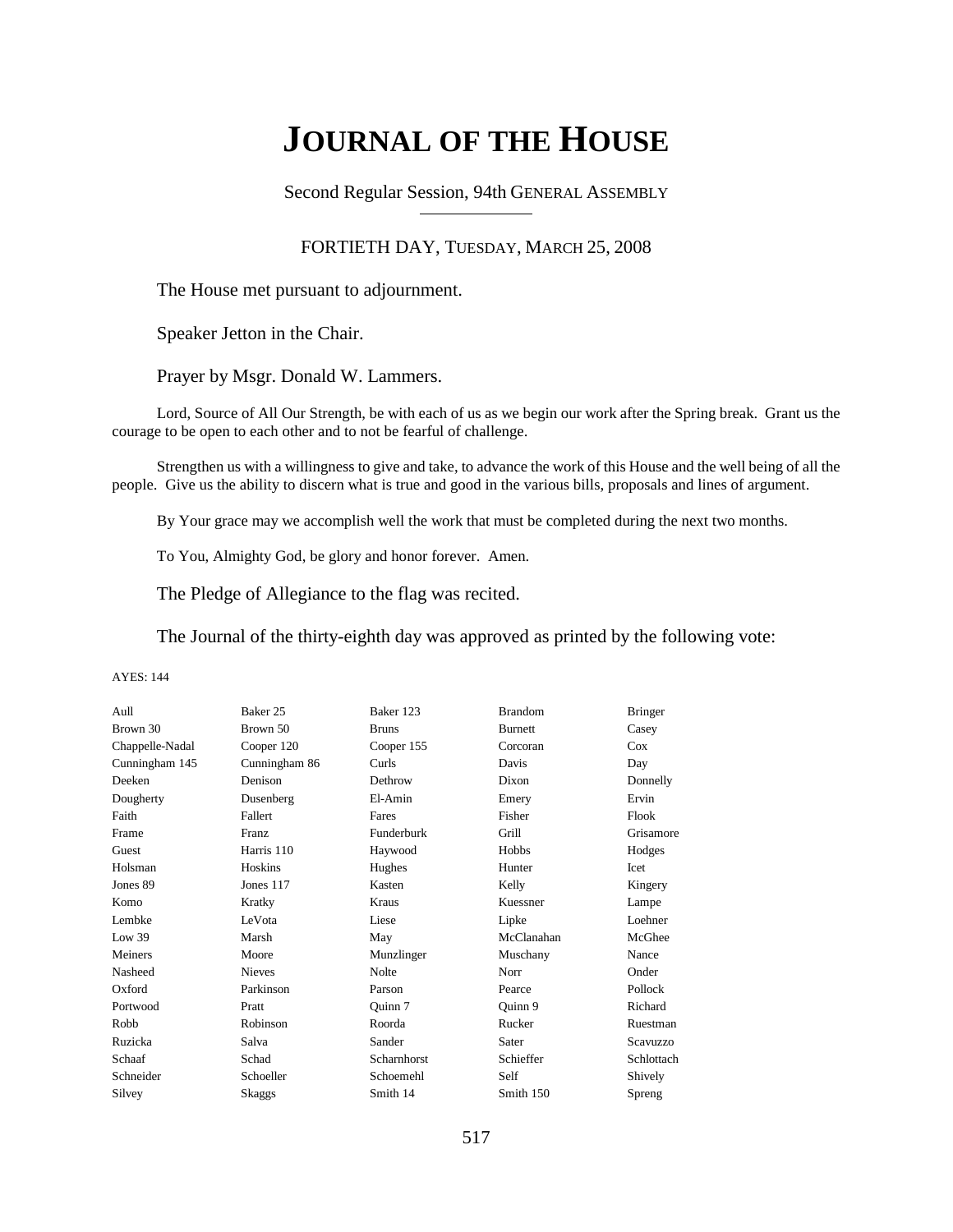# JOURNAL OF THE HOUSE

Second Regular Session, 94th GENERAL ASSEMBLY

FORTIETH DAY, TUESDAY, MARCH 25, 2008

The House met pursuant to adjournment.

Speaker Jetton in the Chair.

Prayer by Msgr. Donald W. Lammers.

Lord, Source of All Our Strength, be with each of us as we begin our work after the Spring break. Grant us the courage to be open to each other and to not be fearful of challenge.

Strengthen us with a willingness to give and take, to advance the work of this House and the well being of all the people. Give us the ability to discern what is true and good in the various bills, proposals and lines of argument.

By Your grace may we accomplish well the work that must be completed during the next two months.

To You, Almighty God, be glory and honor forever. Amen.

The Pledge of Allegiance to the flag was recited.

The Journal of the thirty-eighth day was approved as printed by the following vote:

AYES: 144

| | | | | |
|---|---|---|---|---|
| Aull | Baker 25 | Baker 123 | Brandom | Bringer |
| Brown 30 | Brown 50 | Bruns | Burnett | Casey |
| Chappelle-Nadal | Cooper 120 | Cooper 155 | Corcoran | Cox |
| Cunningham 145 | Cunningham 86 | Curls | Davis | Day |
| Deeken | Denison | Dethrow | Dixon | Donnelly |
| Dougherty | Dusenberg | El-Amin | Emery | Ervin |
| Faith | Fallert | Fares | Fisher | Flook |
| Frame | Franz | Funderburk | Grill | Grisamore |
| Guest | Harris 110 | Haywood | Hobbs | Hodges |
| Holsman | Hoskins | Hughes | Hunter | Icet |
| Jones 89 | Jones 117 | Kasten | Kelly | Kingery |
| Komo | Kratky | Kraus | Kuessner | Lampe |
| Lembke | LeVota | Liese | Lipke | Loehner |
| Low 39 | Marsh | May | McClanahan | McGhee |
| Meiners | Moore | Munzlinger | Muschany | Nance |
| Nasheed | Nieves | Nolte | Norr | Onder |
| Oxford | Parkinson | Parson | Pearce | Pollock |
| Portwood | Pratt | Quinn 7 | Quinn 9 | Richard |
| Robb | Robinson | Roorda | Rucker | Ruestman |
| Ruzicka | Salva | Sander | Sater | Scavuzzo |
| Schaaf | Schad | Scharnhorst | Schieffer | Schlottach |
| Schneider | Schoeller | Schoemehl | Self | Shively |
| Silvey | Skaggs | Smith 14 | Smith 150 | Spreng |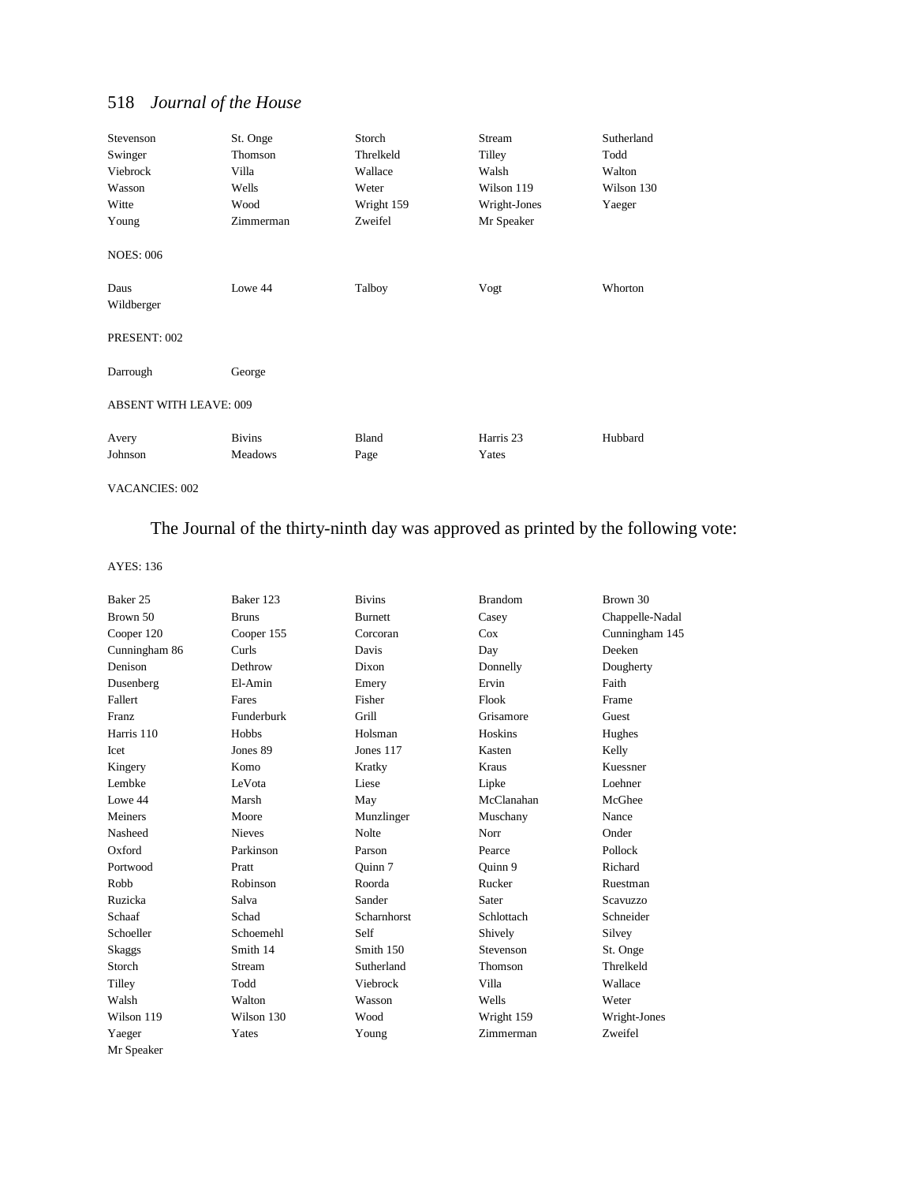| | | | | |
|---|---|---|---|---|
| Stevenson | St. Onge | Storch | Stream | Sutherland |
| Swinger | Thomson | Threlkeld | Tilley | Todd |
| Viebrock | Villa | Wallace | Walsh | Walton |
| Wasson | Wells | Weter | Wilson 119 | Wilson 130 |
| Witte | Wood | Wright 159 | Wright-Jones | Yaeger |
| Young | Zimmerman | Zweifel | Mr Speaker | |

NOES: 006

| | | | | |
|---|---|---|---|---|
| Daus | Lowe 44 | Talboy | Vogt | Whorton |
| Wildberger | | | | |

PRESENT: 002

| | |
|---|---|
| Darrough | George |

ABSENT WITH LEAVE: 009

| | | | | |
|---|---|---|---|---|
| Avery | Bivins | Bland | Harris 23 | Hubbard |
| Johnson | Meadows | Page | Yates | |

VACANCIES: 002

The Journal of the thirty-ninth day was approved as printed by the following vote:

AYES: 136

| | | | | |
|---|---|---|---|---|
| Baker 25 | Baker 123 | Bivins | Brandom | Brown 30 |
| Brown 50 | Bruns | Burnett | Casey | Chappelle-Nadal |
| Cooper 120 | Cooper 155 | Corcoran | Cox | Cunningham 145 |
| Cunningham 86 | Curls | Davis | Day | Deeken |
| Denison | Dethrow | Dixon | Donnelly | Dougherty |
| Dusenberg | El-Amin | Emery | Ervin | Faith |
| Fallert | Fares | Fisher | Flook | Frame |
| Franz | Funderburk | Grill | Grisamore | Guest |
| Harris 110 | Hobbs | Holsman | Hoskins | Hughes |
| Icet | Jones 89 | Jones 117 | Kasten | Kelly |
| Kingery | Komo | Kratky | Kraus | Kuessner |
| Lembke | LeVota | Liese | Lipke | Loehner |
| Lowe 44 | Marsh | May | McClanahan | McGhee |
| Meiners | Moore | Munzlinger | Muschany | Nance |
| Nasheed | Nieves | Nolte | Norr | Onder |
| Oxford | Parkinson | Parson | Pearce | Pollock |
| Portwood | Pratt | Quinn 7 | Quinn 9 | Richard |
| Robb | Robinson | Roorda | Rucker | Ruestman |
| Ruzicka | Salva | Sander | Sater | Scavuzzo |
| Schaaf | Schad | Scharnhorst | Schlottach | Schneider |
| Schoeller | Schoemehl | Self | Shively | Silvey |
| Skaggs | Smith 14 | Smith 150 | Stevenson | St. Onge |
| Storch | Stream | Sutherland | Thomson | Threlkeld |
| Tilley | Todd | Viebrock | Villa | Wallace |
| Walsh | Walton | Wasson | Wells | Weter |
| Wilson 119 | Wilson 130 | Wood | Wright 159 | Wright-Jones |
| Yaeger | Yates | Young | Zimmerman | Zweifel |
| Mr Speaker | | | | |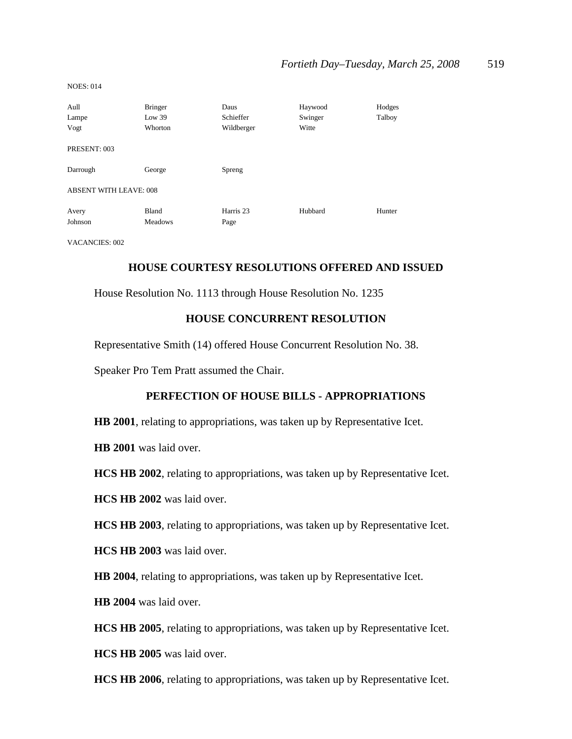NOES: 014

| | | | | |
|---|---|---|---|---|
| Aull | Bringer | Daus | Haywood | Hodges |
| Lampe | Low 39 | Schieffer | Swinger | Talboy |
| Vogt | Whorton | Wildberger | Witte | |

PRESENT: 003

| | | |
|---|---|---|
| Darrough | George | Spreng |

ABSENT WITH LEAVE: 008

| | | | | |
|---|---|---|---|---|
| Avery | Bland | Harris 23 | Hubbard | Hunter |
| Johnson | Meadows | Page | | |

VACANCIES: 002

## HOUSE COURTESY RESOLUTIONS OFFERED AND ISSUED

House Resolution No. 1113 through House Resolution No. 1235

## HOUSE CONCURRENT RESOLUTION

Representative Smith (14) offered House Concurrent Resolution No. 38.

Speaker Pro Tem Pratt assumed the Chair.

## PERFECTION OF HOUSE BILLS - APPROPRIATIONS

**HB 2001**, relating to appropriations, was taken up by Representative Icet.

**HB 2001** was laid over.

**HCS HB 2002**, relating to appropriations, was taken up by Representative Icet.

**HCS HB 2002** was laid over.

**HCS HB 2003**, relating to appropriations, was taken up by Representative Icet.

**HCS HB 2003** was laid over.

**HB 2004**, relating to appropriations, was taken up by Representative Icet.

**HB 2004** was laid over.

**HCS HB 2005**, relating to appropriations, was taken up by Representative Icet.

**HCS HB 2005** was laid over.

**HCS HB 2006**, relating to appropriations, was taken up by Representative Icet.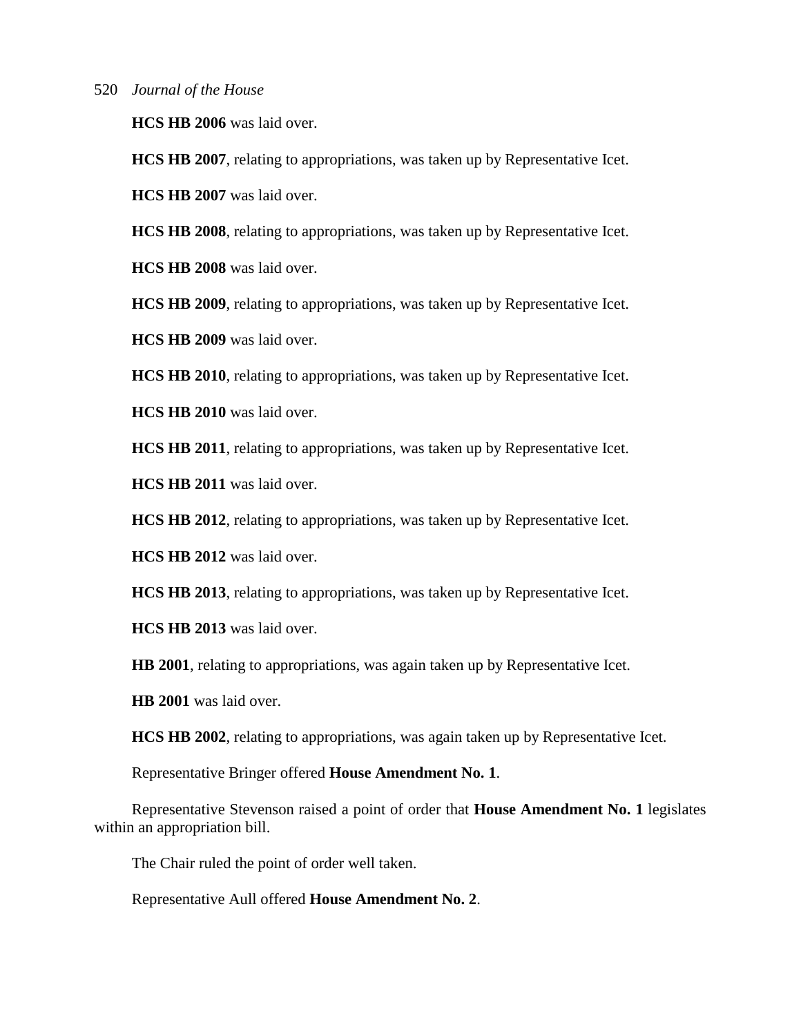**HCS HB 2006** was laid over.

**HCS HB 2007**, relating to appropriations, was taken up by Representative Icet.

**HCS HB 2007** was laid over.

**HCS HB 2008**, relating to appropriations, was taken up by Representative Icet.

**HCS HB 2008** was laid over.

**HCS HB 2009**, relating to appropriations, was taken up by Representative Icet.

**HCS HB 2009** was laid over.

**HCS HB 2010**, relating to appropriations, was taken up by Representative Icet.

**HCS HB 2010** was laid over.

**HCS HB 2011**, relating to appropriations, was taken up by Representative Icet.

**HCS HB 2011** was laid over.

**HCS HB 2012**, relating to appropriations, was taken up by Representative Icet.

**HCS HB 2012** was laid over.

**HCS HB 2013**, relating to appropriations, was taken up by Representative Icet.

**HCS HB 2013** was laid over.

**HB 2001**, relating to appropriations, was again taken up by Representative Icet.

**HB 2001** was laid over.

**HCS HB 2002**, relating to appropriations, was again taken up by Representative Icet.

Representative Bringer offered **House Amendment No. 1**.

Representative Stevenson raised a point of order that **House Amendment No. 1** legislates within an appropriation bill.

The Chair ruled the point of order well taken.

Representative Aull offered **House Amendment No. 2**.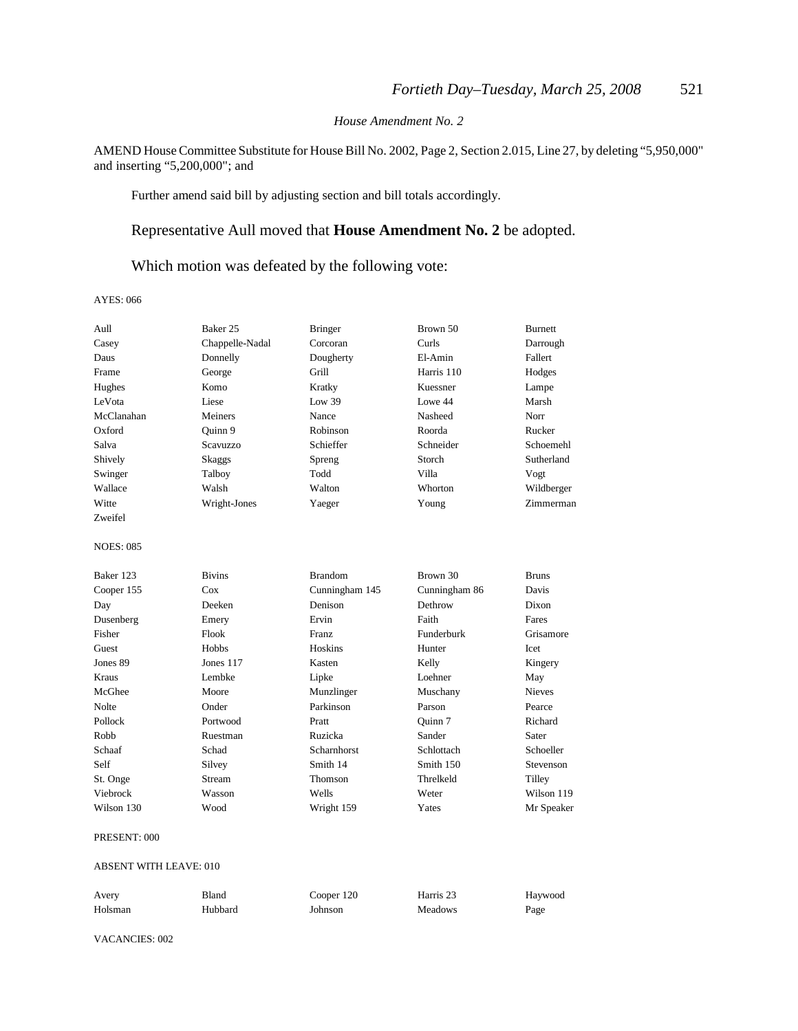*House Amendment No. 2*

AMEND House Committee Substitute for House Bill No. 2002, Page 2, Section 2.015, Line 27, by deleting "5,950,000" and inserting "5,200,000"; and

Further amend said bill by adjusting section and bill totals accordingly.

Representative Aull moved that **House Amendment No. 2** be adopted.

Which motion was defeated by the following vote:

AYES: 066

| | | | | |
|---|---|---|---|---|
| Aull | Baker 25 | Bringer | Brown 50 | Burnett |
| Casey | Chappelle-Nadal | Corcoran | Curls | Darrough |
| Daus | Donnelly | Dougherty | El-Amin | Fallert |
| Frame | George | Grill | Harris 110 | Hodges |
| Hughes | Komo | Kratky | Kuessner | Lampe |
| LeVota | Liese | Low 39 | Lowe 44 | Marsh |
| McClanahan | Meiners | Nance | Nasheed | Norr |
| Oxford | Quinn 9 | Robinson | Roorda | Rucker |
| Salva | Scavuzzo | Schieffer | Schneider | Schoemehl |
| Shively | Skaggs | Spreng | Storch | Sutherland |
| Swinger | Talboy | Todd | Villa | Vogt |
| Wallace | Walsh | Walton | Whorton | Wildberger |
| Witte | Wright-Jones | Yaeger | Young | Zimmerman |
| Zweifel | | | | |

NOES: 085

| | | | | |
|---|---|---|---|---|
| Baker 123 | Bivins | Brandom | Brown 30 | Bruns |
| Cooper 155 | Cox | Cunningham 145 | Cunningham 86 | Davis |
| Day | Deeken | Denison | Dethrow | Dixon |
| Dusenberg | Emery | Ervin | Faith | Fares |
| Fisher | Flook | Franz | Funderburk | Grisamore |
| Guest | Hobbs | Hoskins | Hunter | Icet |
| Jones 89 | Jones 117 | Kasten | Kelly | Kingery |
| Kraus | Lembke | Lipke | Loehner | May |
| McGhee | Moore | Munzlinger | Muschany | Nieves |
| Nolte | Onder | Parkinson | Parson | Pearce |
| Pollock | Portwood | Pratt | Quinn 7 | Richard |
| Robb | Ruestman | Ruzicka | Sander | Sater |
| Schaaf | Schad | Scharnhorst | Schlottach | Schoeller |
| Self | Silvey | Smith 14 | Smith 150 | Stevenson |
| St. Onge | Stream | Thomson | Threlkeld | Tilley |
| Viebrock | Wasson | Wells | Weter | Wilson 119 |
| Wilson 130 | Wood | Wright 159 | Yates | Mr Speaker |

PRESENT: 000

ABSENT WITH LEAVE: 010

| | | | | |
|---|---|---|---|---|
| Avery | Bland | Cooper 120 | Harris 23 | Haywood |
| Holsman | Hubbard | Johnson | Meadows | Page |

VACANCIES: 002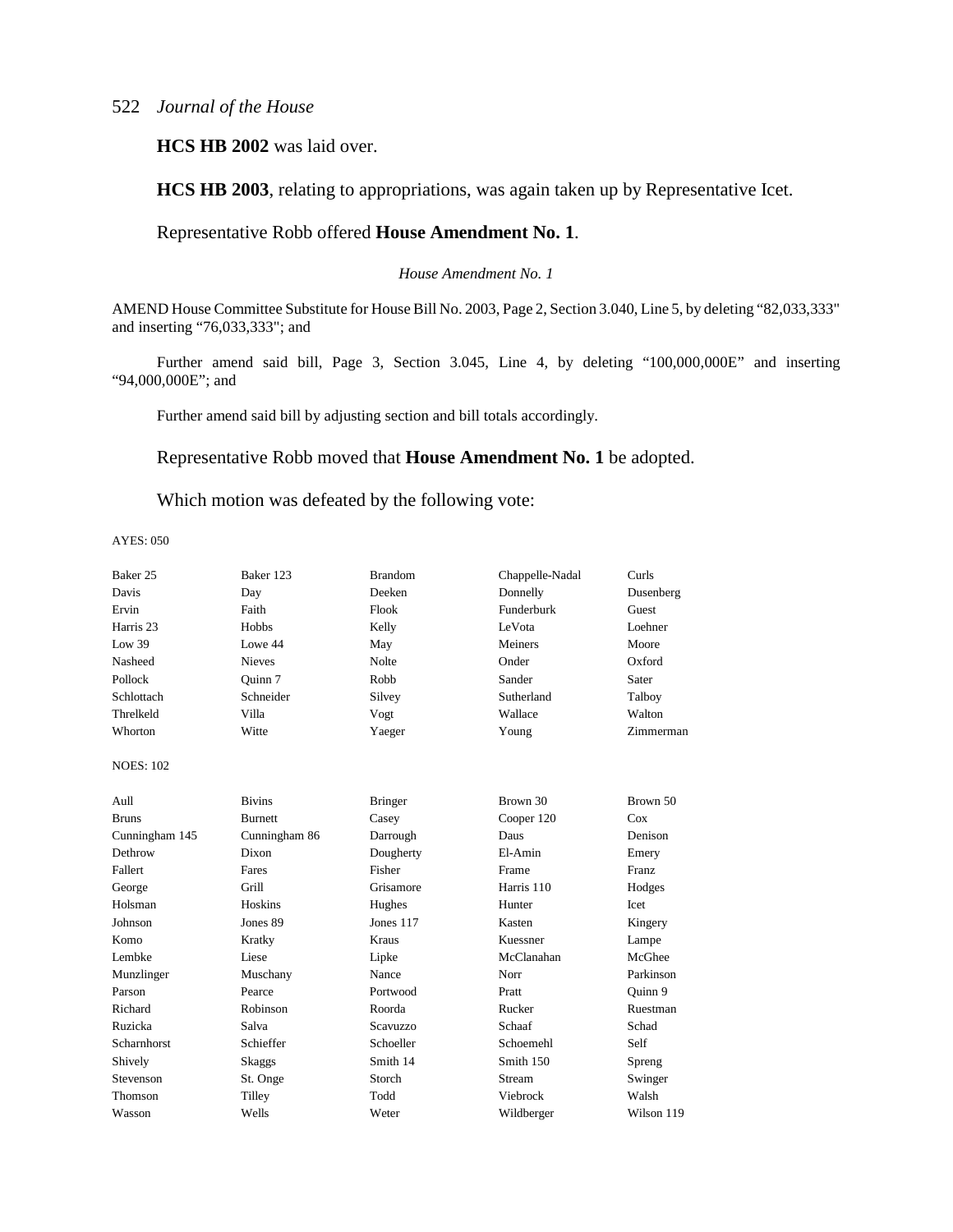**HCS HB 2002** was laid over.

**HCS HB 2003**, relating to appropriations, was again taken up by Representative Icet.

Representative Robb offered **House Amendment No. 1**.

*House Amendment No. 1*

AMEND House Committee Substitute for House Bill No. 2003, Page 2, Section 3.040, Line 5, by deleting "82,033,333" and inserting "76,033,333"; and

Further amend said bill, Page 3, Section 3.045, Line 4, by deleting "100,000,000E" and inserting "94,000,000E"; and

Further amend said bill by adjusting section and bill totals accordingly.

Representative Robb moved that **House Amendment No. 1** be adopted.

Which motion was defeated by the following vote:

AYES: 050

| | | | | |
|---|---|---|---|---|
| Baker 25 | Baker 123 | Brandom | Chappelle-Nadal | Curls |
| Davis | Day | Deeken | Donnelly | Dusenberg |
| Ervin | Faith | Flook | Funderburk | Guest |
| Harris 23 | Hobbs | Kelly | LeVota | Loehner |
| Low 39 | Lowe 44 | May | Meiners | Moore |
| Nasheed | Nieves | Nolte | Onder | Oxford |
| Pollock | Quinn 7 | Robb | Sander | Sater |
| Schlottach | Schneider | Silvey | Sutherland | Talboy |
| Threlkeld | Villa | Vogt | Wallace | Walton |
| Whorton | Witte | Yaeger | Young | Zimmerman |

NOES: 102

| | | | | |
|---|---|---|---|---|
| Aull | Bivins | Bringer | Brown 30 | Brown 50 |
| Bruns | Burnett | Casey | Cooper 120 | Cox |
| Cunningham 145 | Cunningham 86 | Darrough | Daus | Denison |
| Dethrow | Dixon | Dougherty | El-Amin | Emery |
| Fallert | Fares | Fisher | Frame | Franz |
| George | Grill | Grisamore | Harris 110 | Hodges |
| Holsman | Hoskins | Hughes | Hunter | Icet |
| Johnson | Jones 89 | Jones 117 | Kasten | Kingery |
| Komo | Kratky | Kraus | Kuessner | Lampe |
| Lembke | Liese | Lipke | McClanahan | McGhee |
| Munzlinger | Muschany | Nance | Norr | Parkinson |
| Parson | Pearce | Portwood | Pratt | Quinn 9 |
| Richard | Robinson | Roorda | Rucker | Ruestman |
| Ruzicka | Salva | Scavuzzo | Schaaf | Schad |
| Scharnhorst | Schieffer | Schoeller | Schoemehl | Self |
| Shively | Skaggs | Smith 14 | Smith 150 | Spreng |
| Stevenson | St. Onge | Storch | Stream | Swinger |
| Thomson | Tilley | Todd | Viebrock | Walsh |
| Wasson | Wells | Weter | Wildberger | Wilson 119 |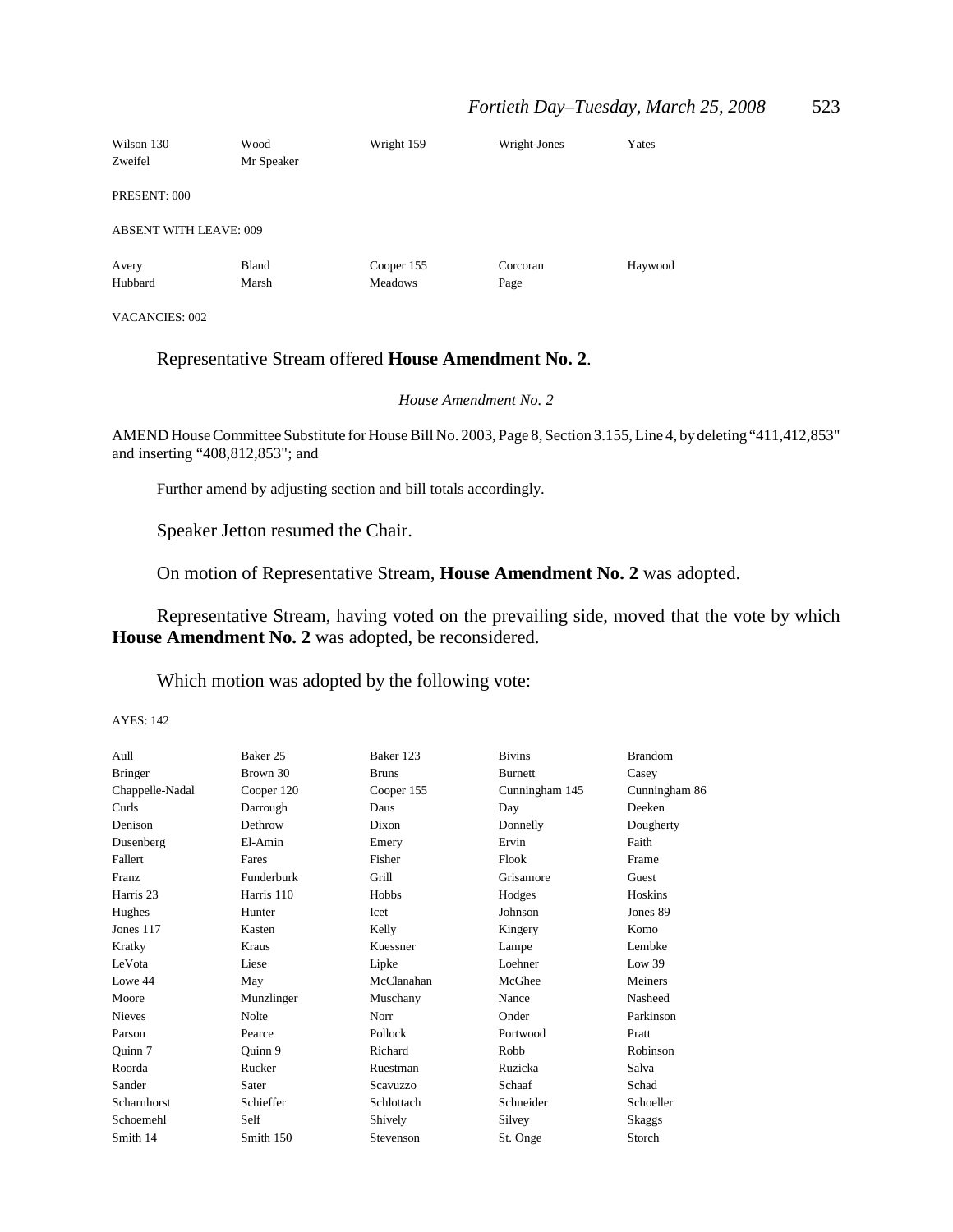| | | | | |
|---|---|---|---|---|
| Wilson 130 | Wood | Wright 159 | Wright-Jones | Yates |
| Zweifel | Mr Speaker | | | |

PRESENT: 000

ABSENT WITH LEAVE: 009

| | | | | |
|---|---|---|---|---|
| Avery | Bland | Cooper 155 | Corcoran | Haywood |
| Hubbard | Marsh | Meadows | Page | |

VACANCIES: 002

Representative Stream offered **House Amendment No. 2**.

*House Amendment No. 2*

AMEND House Committee Substitute for House Bill No. 2003, Page 8, Section 3.155, Line 4, by deleting "411,412,853" and inserting "408,812,853"; and

Further amend by adjusting section and bill totals accordingly.

Speaker Jetton resumed the Chair.

On motion of Representative Stream, **House Amendment No. 2** was adopted.

Representative Stream, having voted on the prevailing side, moved that the vote by which **House Amendment No. 2** was adopted, be reconsidered.

Which motion was adopted by the following vote:

AYES: 142

| | | | | |
|---|---|---|---|---|
| Aull | Baker 25 | Baker 123 | Bivins | Brandom |
| Bringer | Brown 30 | Bruns | Burnett | Casey |
| Chappelle-Nadal | Cooper 120 | Cooper 155 | Cunningham 145 | Cunningham 86 |
| Curls | Darrough | Daus | Day | Deeken |
| Denison | Dethrow | Dixon | Donnelly | Dougherty |
| Dusenberg | El-Amin | Emery | Ervin | Faith |
| Fallert | Fares | Fisher | Flook | Frame |
| Franz | Funderburk | Grill | Grisamore | Guest |
| Harris 23 | Harris 110 | Hobbs | Hodges | Hoskins |
| Hughes | Hunter | Icet | Johnson | Jones 89 |
| Jones 117 | Kasten | Kelly | Kingery | Komo |
| Kratky | Kraus | Kuessner | Lampe | Lembke |
| LeVota | Liese | Lipke | Loehner | Low 39 |
| Lowe 44 | May | McClanahan | McGhee | Meiners |
| Moore | Munzlinger | Muschany | Nance | Nasheed |
| Nieves | Nolte | Norr | Onder | Parkinson |
| Parson | Pearce | Pollock | Portwood | Pratt |
| Quinn 7 | Quinn 9 | Richard | Robb | Robinson |
| Roorda | Rucker | Ruestman | Ruzicka | Salva |
| Sander | Sater | Scavuzzo | Schaaf | Schad |
| Scharnhorst | Schieffer | Schlottach | Schneider | Schoeller |
| Schoemehl | Self | Shively | Silvey | Skaggs |
| Smith 14 | Smith 150 | Stevenson | St. Onge | Storch |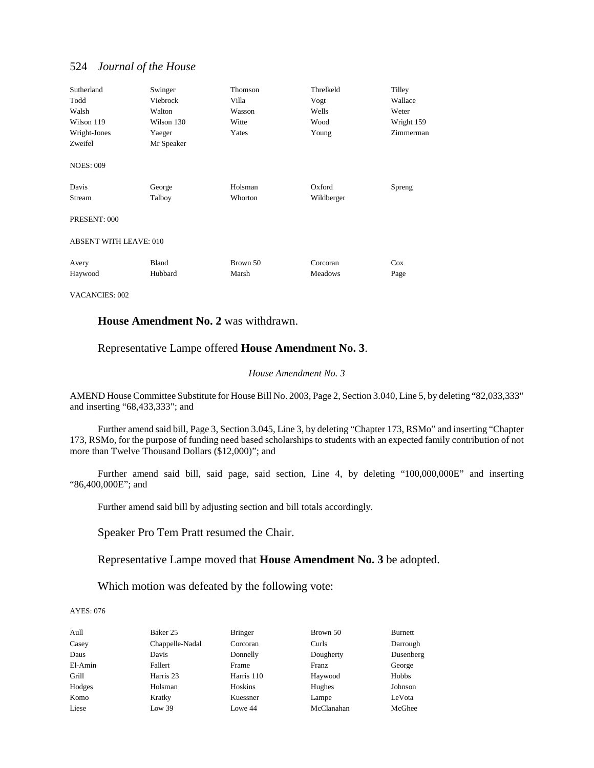| | | | | |
|---|---|---|---|---|
| Sutherland | Swinger | Thomson | Threlkeld | Tilley |
| Todd | Viebrock | Villa | Vogt | Wallace |
| Walsh | Walton | Wasson | Wells | Weter |
| Wilson 119 | Wilson 130 | Witte | Wood | Wright 159 |
| Wright-Jones | Yaeger | Yates | Young | Zimmerman |
| Zweifel | Mr Speaker | | | |

NOES: 009

| | | | | |
|---|---|---|---|---|
| Davis | George | Holsman | Oxford | Spreng |
| Stream | Talboy | Whorton | Wildberger | |

PRESENT: 000

ABSENT WITH LEAVE: 010

| | | | | |
|---|---|---|---|---|
| Avery | Bland | Brown 50 | Corcoran | Cox |
| Haywood | Hubbard | Marsh | Meadows | Page |

VACANCIES: 002

**House Amendment No. 2** was withdrawn.

Representative Lampe offered **House Amendment No. 3**.

*House Amendment No. 3*

AMEND House Committee Substitute for House Bill No. 2003, Page 2, Section 3.040, Line 5, by deleting "82,033,333" and inserting "68,433,333"; and

Further amend said bill, Page 3, Section 3.045, Line 3, by deleting "Chapter 173, RSMo" and inserting "Chapter 173, RSMo, for the purpose of funding need based scholarships to students with an expected family contribution of not more than Twelve Thousand Dollars ($12,000)"; and

Further amend said bill, said page, said section, Line 4, by deleting "100,000,000E" and inserting "86,400,000E"; and

Further amend said bill by adjusting section and bill totals accordingly.

Speaker Pro Tem Pratt resumed the Chair.

Representative Lampe moved that **House Amendment No. 3** be adopted.

Which motion was defeated by the following vote:

AYES: 076

| | | | | |
|---|---|---|---|---|
| Aull | Baker 25 | Bringer | Brown 50 | Burnett |
| Casey | Chappelle-Nadal | Corcoran | Curls | Darrough |
| Daus | Davis | Donnelly | Dougherty | Dusenberg |
| El-Amin | Fallert | Frame | Franz | George |
| Grill | Harris 23 | Harris 110 | Haywood | Hobbs |
| Hodges | Holsman | Hoskins | Hughes | Johnson |
| Komo | Kratky | Kuessner | Lampe | LeVota |
| Liese | Low 39 | Lowe 44 | McClanahan | McGhee |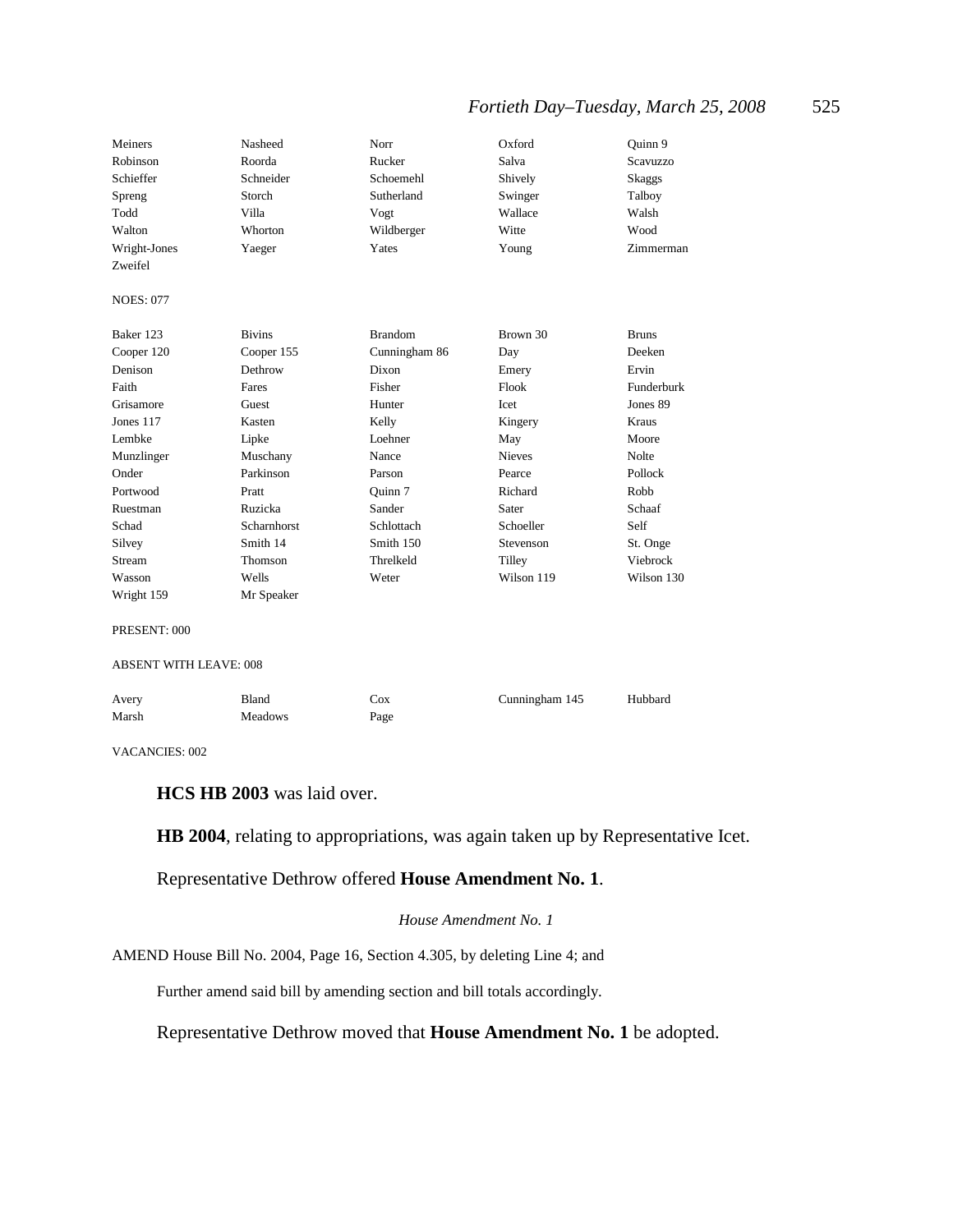| | | | | |
|---|---|---|---|---|
| Meiners | Nasheed | Norr | Oxford | Quinn 9 |
| Robinson | Roorda | Rucker | Salva | Scavuzzo |
| Schieffer | Schneider | Schoemehl | Shively | Skaggs |
| Spreng | Storch | Sutherland | Swinger | Talboy |
| Todd | Villa | Vogt | Wallace | Walsh |
| Walton | Whorton | Wildberger | Witte | Wood |
| Wright-Jones | Yaeger | Yates | Young | Zimmerman |
| Zweifel | | | | |

NOES: 077

| | | | | |
|---|---|---|---|---|
| Baker 123 | Bivins | Brandom | Brown 30 | Bruns |
| Cooper 120 | Cooper 155 | Cunningham 86 | Day | Deeken |
| Denison | Dethrow | Dixon | Emery | Ervin |
| Faith | Fares | Fisher | Flook | Funderburk |
| Grisamore | Guest | Hunter | Icet | Jones 89 |
| Jones 117 | Kasten | Kelly | Kingery | Kraus |
| Lembke | Lipke | Loehner | May | Moore |
| Munzlinger | Muschany | Nance | Nieves | Nolte |
| Onder | Parkinson | Parson | Pearce | Pollock |
| Portwood | Pratt | Quinn 7 | Richard | Robb |
| Ruestman | Ruzicka | Sander | Sater | Schaaf |
| Schad | Scharnhorst | Schlottach | Schoeller | Self |
| Silvey | Smith 14 | Smith 150 | Stevenson | St. Onge |
| Stream | Thomson | Threlkeld | Tilley | Viebrock |
| Wasson | Wells | Weter | Wilson 119 | Wilson 130 |
| Wright 159 | Mr Speaker | | | |

PRESENT: 000

ABSENT WITH LEAVE: 008

| | | | | |
|---|---|---|---|---|
| Avery | Bland | Cox | Cunningham 145 | Hubbard |
| Marsh | Meadows | Page | | |

VACANCIES: 002

**HCS HB 2003** was laid over.

**HB 2004**, relating to appropriations, was again taken up by Representative Icet.

Representative Dethrow offered **House Amendment No. 1**.

*House Amendment No. 1*

AMEND House Bill No. 2004, Page 16, Section 4.305, by deleting Line 4; and

Further amend said bill by amending section and bill totals accordingly.

Representative Dethrow moved that **House Amendment No. 1** be adopted.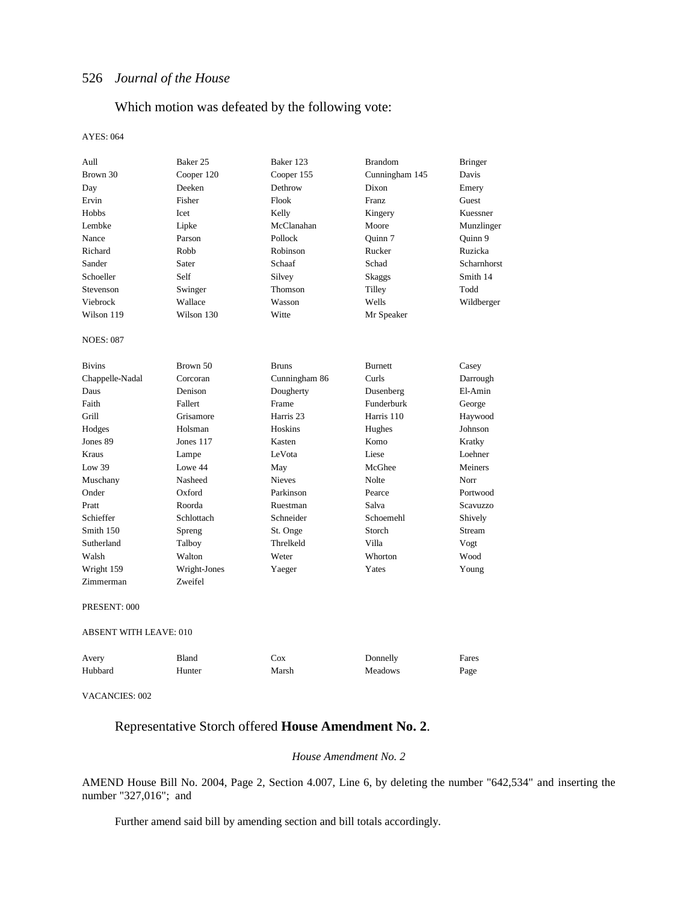Which motion was defeated by the following vote:

AYES: 064

| | | | | |
|---|---|---|---|---|
| Aull | Baker 25 | Baker 123 | Brandom | Bringer |
| Brown 30 | Cooper 120 | Cooper 155 | Cunningham 145 | Davis |
| Day | Deeken | Dethrow | Dixon | Emery |
| Ervin | Fisher | Flook | Franz | Guest |
| Hobbs | Icet | Kelly | Kingery | Kuessner |
| Lembke | Lipke | McClanahan | Moore | Munzlinger |
| Nance | Parson | Pollock | Quinn 7 | Quinn 9 |
| Richard | Robb | Robinson | Rucker | Ruzicka |
| Sander | Sater | Schaaf | Schad | Scharnhorst |
| Schoeller | Self | Silvey | Skaggs | Smith 14 |
| Stevenson | Swinger | Thomson | Tilley | Todd |
| Viebrock | Wallace | Wasson | Wells | Wildberger |
| Wilson 119 | Wilson 130 | Witte | Mr Speaker | |

NOES: 087

| | | | | |
|---|---|---|---|---|
| Bivins | Brown 50 | Bruns | Burnett | Casey |
| Chappelle-Nadal | Corcoran | Cunningham 86 | Curls | Darrough |
| Daus | Denison | Dougherty | Dusenberg | El-Amin |
| Faith | Fallert | Frame | Funderburk | George |
| Grill | Grisamore | Harris 23 | Harris 110 | Haywood |
| Hodges | Holsman | Hoskins | Hughes | Johnson |
| Jones 89 | Jones 117 | Kasten | Komo | Kratky |
| Kraus | Lampe | LeVota | Liese | Loehner |
| Low 39 | Lowe 44 | May | McGhee | Meiners |
| Muschany | Nasheed | Nieves | Nolte | Norr |
| Onder | Oxford | Parkinson | Pearce | Portwood |
| Pratt | Roorda | Ruestman | Salva | Scavuzzo |
| Schieffer | Schlottach | Schneider | Schoemehl | Shively |
| Smith 150 | Spreng | St. Onge | Storch | Stream |
| Sutherland | Talboy | Threlkeld | Villa | Vogt |
| Walsh | Walton | Weter | Whorton | Wood |
| Wright 159 | Wright-Jones | Yaeger | Yates | Young |
| Zimmerman | Zweifel | | | |

PRESENT: 000

ABSENT WITH LEAVE: 010

| | | | | |
|---|---|---|---|---|
| Avery | Bland | Cox | Donnelly | Fares |
| Hubbard | Hunter | Marsh | Meadows | Page |

VACANCIES: 002

Representative Storch offered **House Amendment No. 2**.

*House Amendment No. 2*

AMEND House Bill No. 2004, Page 2, Section 4.007, Line 6, by deleting the number "642,534" and inserting the number "327,016"; and

Further amend said bill by amending section and bill totals accordingly.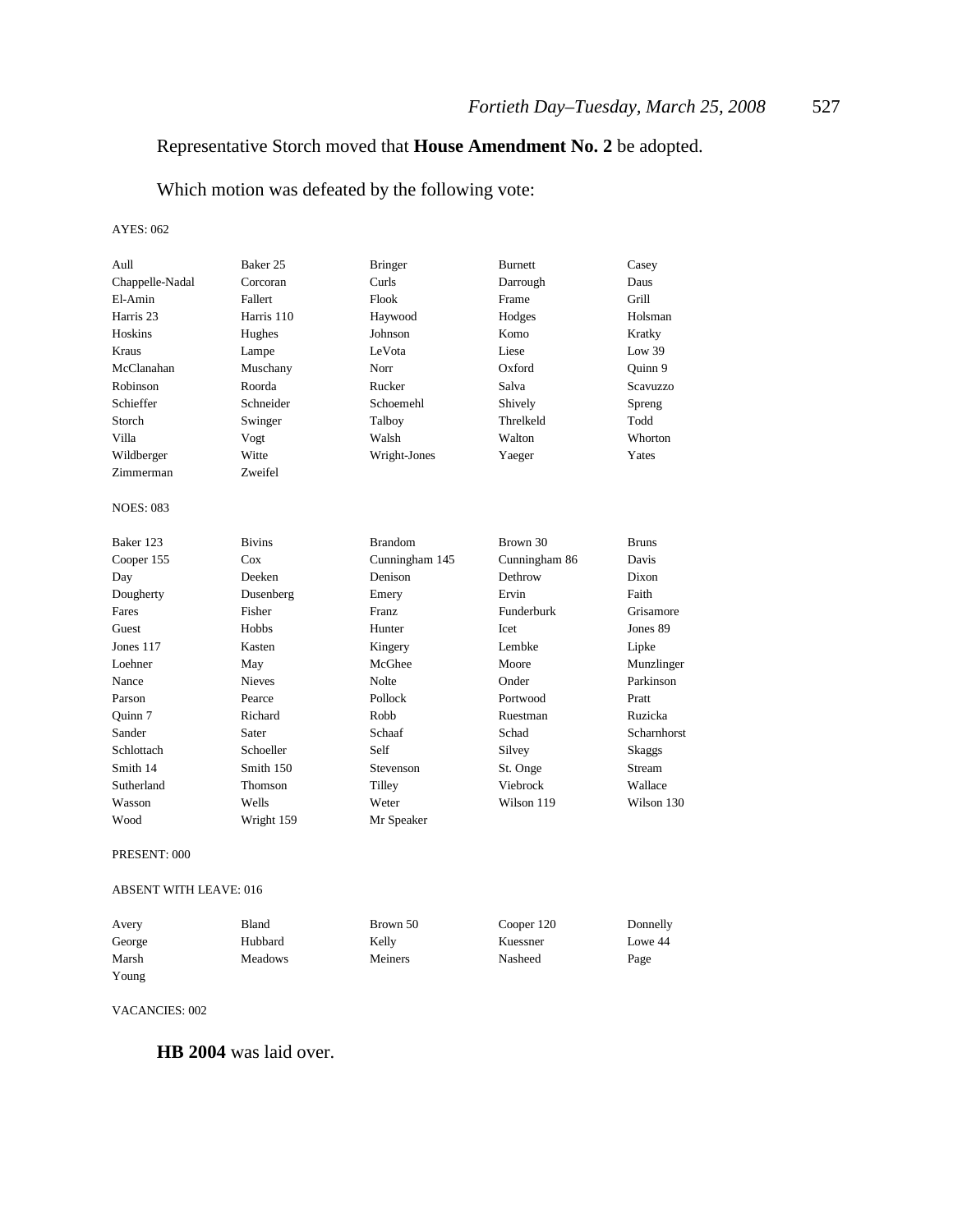Representative Storch moved that **House Amendment No. 2** be adopted.

Which motion was defeated by the following vote:

AYES: 062

| | | | | |
|---|---|---|---|---|
| Aull | Baker 25 | Bringer | Burnett | Casey |
| Chappelle-Nadal | Corcoran | Curls | Darrough | Daus |
| El-Amin | Fallert | Flook | Frame | Grill |
| Harris 23 | Harris 110 | Haywood | Hodges | Holsman |
| Hoskins | Hughes | Johnson | Komo | Kratky |
| Kraus | Lampe | LeVota | Liese | Low 39 |
| McClanahan | Muschany | Norr | Oxford | Quinn 9 |
| Robinson | Roorda | Rucker | Salva | Scavuzzo |
| Schieffer | Schneider | Schoemehl | Shively | Spreng |
| Storch | Swinger | Talboy | Threlkeld | Todd |
| Villa | Vogt | Walsh | Walton | Whorton |
| Wildberger | Witte | Wright-Jones | Yaeger | Yates |
| Zimmerman | Zweifel | | | |

NOES: 083

| | | | | |
|---|---|---|---|---|
| Baker 123 | Bivins | Brandom | Brown 30 | Bruns |
| Cooper 155 | Cox | Cunningham 145 | Cunningham 86 | Davis |
| Day | Deeken | Denison | Dethrow | Dixon |
| Dougherty | Dusenberg | Emery | Ervin | Faith |
| Fares | Fisher | Franz | Funderburk | Grisamore |
| Guest | Hobbs | Hunter | Icet | Jones 89 |
| Jones 117 | Kasten | Kingery | Lembke | Lipke |
| Loehner | May | McGhee | Moore | Munzlinger |
| Nance | Nieves | Nolte | Onder | Parkinson |
| Parson | Pearce | Pollock | Portwood | Pratt |
| Quinn 7 | Richard | Robb | Ruestman | Ruzicka |
| Sander | Sater | Schaaf | Schad | Scharnhorst |
| Schlottach | Schoeller | Self | Silvey | Skaggs |
| Smith 14 | Smith 150 | Stevenson | St. Onge | Stream |
| Sutherland | Thomson | Tilley | Viebrock | Wallace |
| Wasson | Wells | Weter | Wilson 119 | Wilson 130 |
| Wood | Wright 159 | Mr Speaker | | |

PRESENT: 000

ABSENT WITH LEAVE: 016

| | | | | |
|---|---|---|---|---|
| Avery | Bland | Brown 50 | Cooper 120 | Donnelly |
| George | Hubbard | Kelly | Kuessner | Lowe 44 |
| Marsh | Meadows | Meiners | Nasheed | Page |
| Young | | | | |

VACANCIES: 002

**HB 2004** was laid over.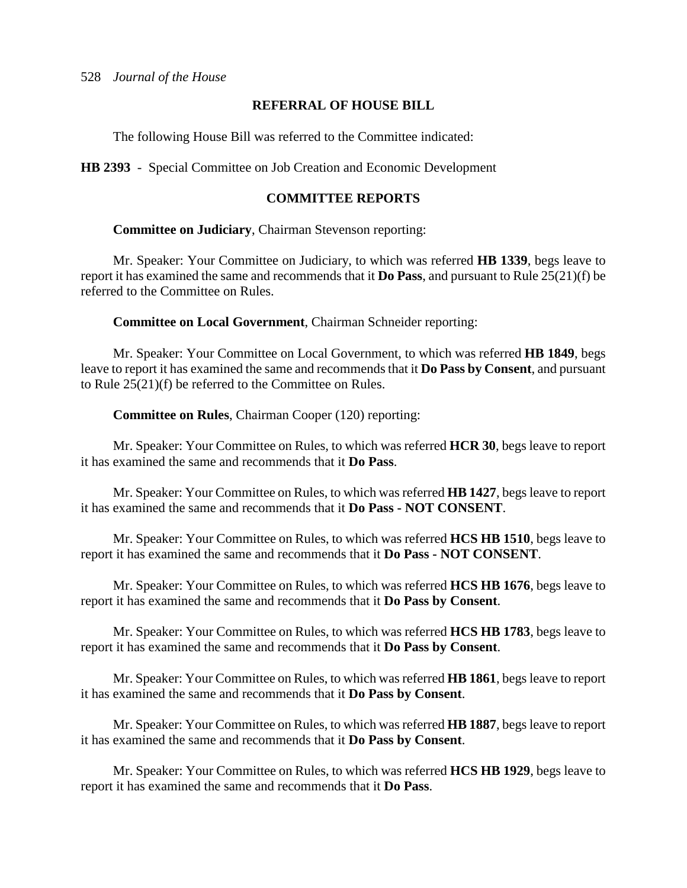## REFERRAL OF HOUSE BILL

The following House Bill was referred to the Committee indicated:

**HB 2393** - Special Committee on Job Creation and Economic Development

## COMMITTEE REPORTS

**Committee on Judiciary**, Chairman Stevenson reporting:

Mr. Speaker: Your Committee on Judiciary, to which was referred **HB 1339**, begs leave to report it has examined the same and recommends that it **Do Pass**, and pursuant to Rule 25(21)(f) be referred to the Committee on Rules.

**Committee on Local Government**, Chairman Schneider reporting:

Mr. Speaker: Your Committee on Local Government, to which was referred **HB 1849**, begs leave to report it has examined the same and recommends that it **Do Pass by Consent**, and pursuant to Rule 25(21)(f) be referred to the Committee on Rules.

**Committee on Rules**, Chairman Cooper (120) reporting:

Mr. Speaker: Your Committee on Rules, to which was referred **HCR 30**, begs leave to report it has examined the same and recommends that it **Do Pass**.

Mr. Speaker: Your Committee on Rules, to which was referred **HB 1427**, begs leave to report it has examined the same and recommends that it **Do Pass - NOT CONSENT**.

Mr. Speaker: Your Committee on Rules, to which was referred **HCS HB 1510**, begs leave to report it has examined the same and recommends that it **Do Pass - NOT CONSENT**.

Mr. Speaker: Your Committee on Rules, to which was referred **HCS HB 1676**, begs leave to report it has examined the same and recommends that it **Do Pass by Consent**.

Mr. Speaker: Your Committee on Rules, to which was referred **HCS HB 1783**, begs leave to report it has examined the same and recommends that it **Do Pass by Consent**.

Mr. Speaker: Your Committee on Rules, to which was referred **HB 1861**, begs leave to report it has examined the same and recommends that it **Do Pass by Consent**.

Mr. Speaker: Your Committee on Rules, to which was referred **HB 1887**, begs leave to report it has examined the same and recommends that it **Do Pass by Consent**.

Mr. Speaker: Your Committee on Rules, to which was referred **HCS HB 1929**, begs leave to report it has examined the same and recommends that it **Do Pass**.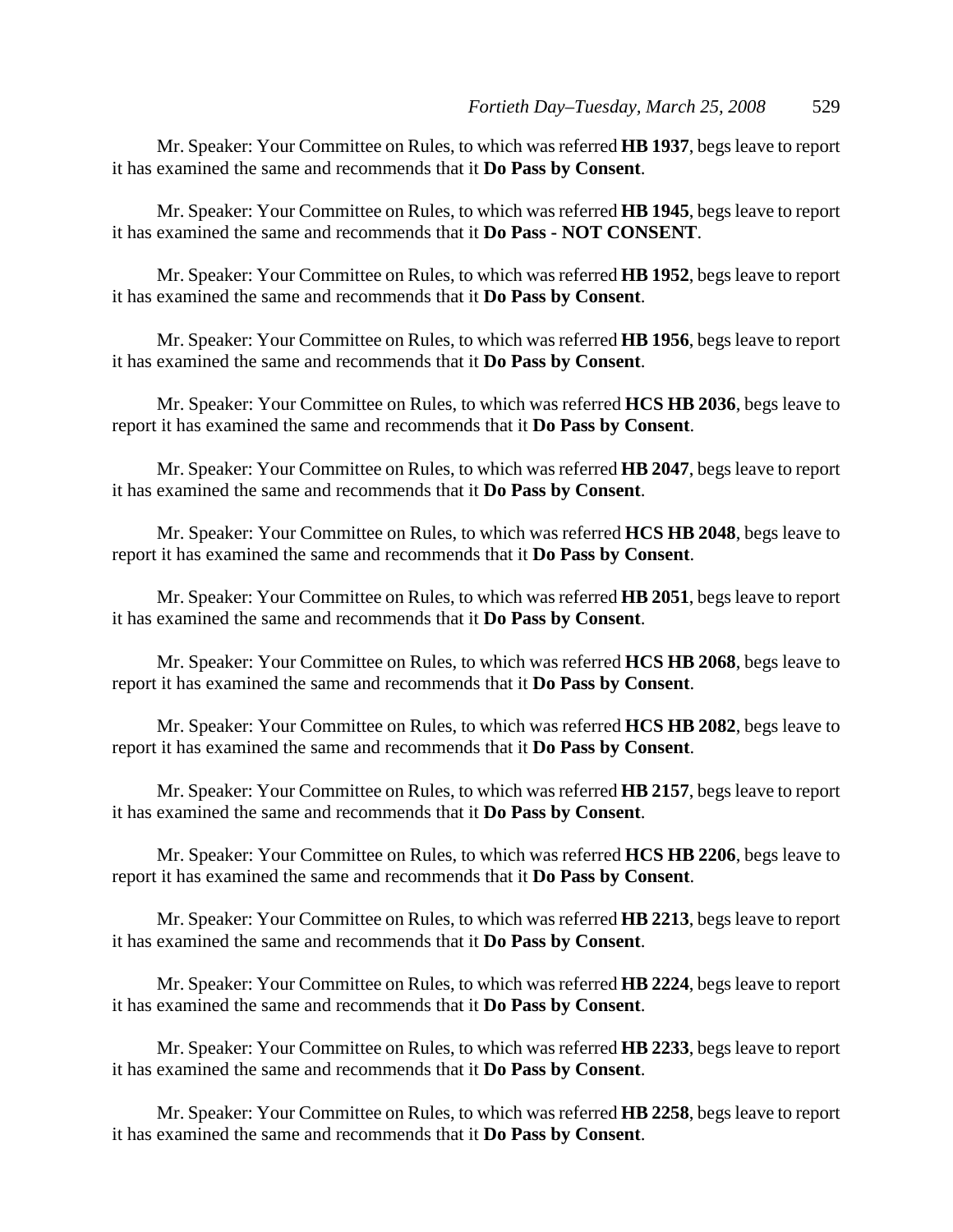Mr. Speaker: Your Committee on Rules, to which was referred **HB 1937**, begs leave to report it has examined the same and recommends that it **Do Pass by Consent**.

Mr. Speaker: Your Committee on Rules, to which was referred **HB 1945**, begs leave to report it has examined the same and recommends that it **Do Pass - NOT CONSENT**.

Mr. Speaker: Your Committee on Rules, to which was referred **HB 1952**, begs leave to report it has examined the same and recommends that it **Do Pass by Consent**.

Mr. Speaker: Your Committee on Rules, to which was referred **HB 1956**, begs leave to report it has examined the same and recommends that it **Do Pass by Consent**.

Mr. Speaker: Your Committee on Rules, to which was referred **HCS HB 2036**, begs leave to report it has examined the same and recommends that it **Do Pass by Consent**.

Mr. Speaker: Your Committee on Rules, to which was referred **HB 2047**, begs leave to report it has examined the same and recommends that it **Do Pass by Consent**.

Mr. Speaker: Your Committee on Rules, to which was referred **HCS HB 2048**, begs leave to report it has examined the same and recommends that it **Do Pass by Consent**.

Mr. Speaker: Your Committee on Rules, to which was referred **HB 2051**, begs leave to report it has examined the same and recommends that it **Do Pass by Consent**.

Mr. Speaker: Your Committee on Rules, to which was referred **HCS HB 2068**, begs leave to report it has examined the same and recommends that it **Do Pass by Consent**.

Mr. Speaker: Your Committee on Rules, to which was referred **HCS HB 2082**, begs leave to report it has examined the same and recommends that it **Do Pass by Consent**.

Mr. Speaker: Your Committee on Rules, to which was referred **HB 2157**, begs leave to report it has examined the same and recommends that it **Do Pass by Consent**.

Mr. Speaker: Your Committee on Rules, to which was referred **HCS HB 2206**, begs leave to report it has examined the same and recommends that it **Do Pass by Consent**.

Mr. Speaker: Your Committee on Rules, to which was referred **HB 2213**, begs leave to report it has examined the same and recommends that it **Do Pass by Consent**.

Mr. Speaker: Your Committee on Rules, to which was referred **HB 2224**, begs leave to report it has examined the same and recommends that it **Do Pass by Consent**.

Mr. Speaker: Your Committee on Rules, to which was referred **HB 2233**, begs leave to report it has examined the same and recommends that it **Do Pass by Consent**.

Mr. Speaker: Your Committee on Rules, to which was referred **HB 2258**, begs leave to report it has examined the same and recommends that it **Do Pass by Consent**.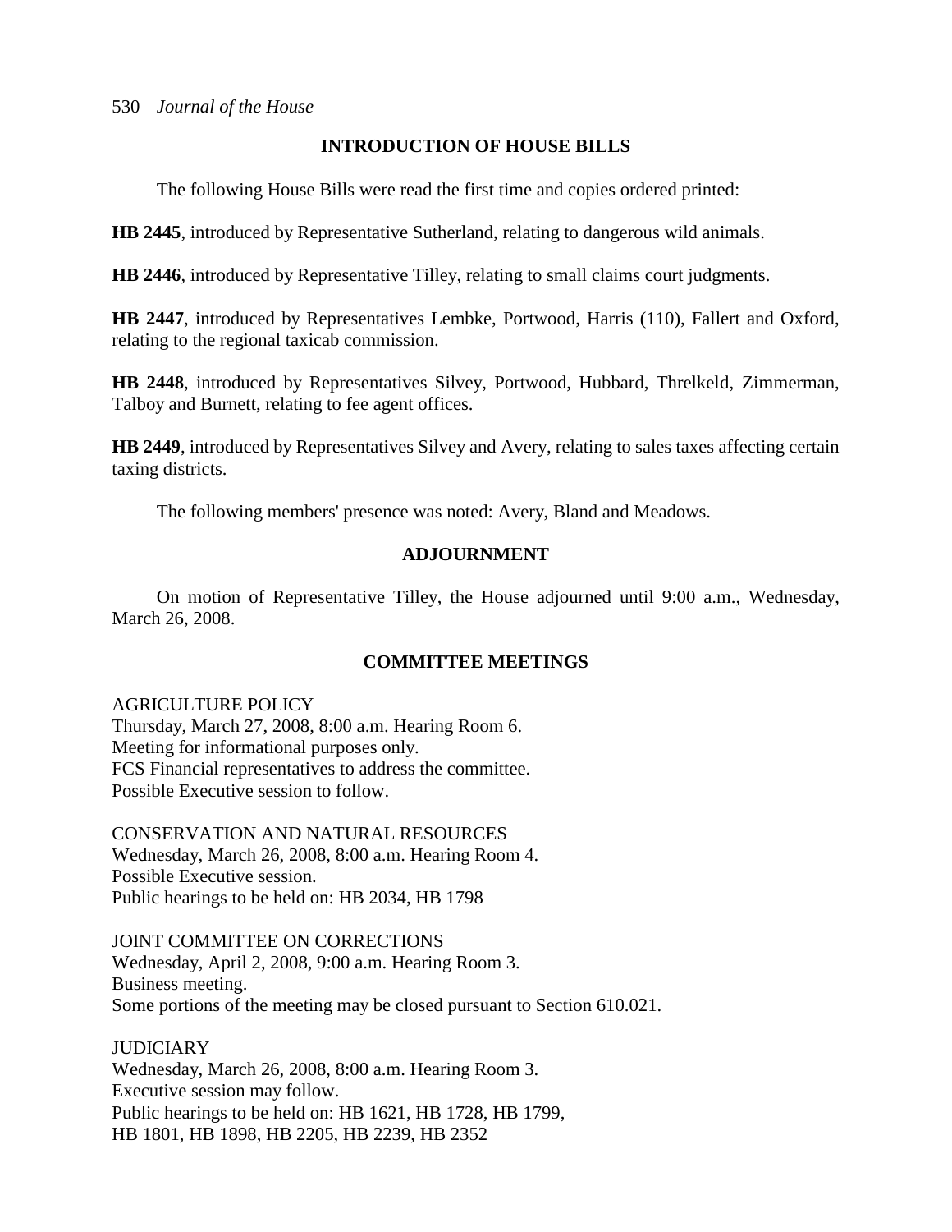## INTRODUCTION OF HOUSE BILLS

The following House Bills were read the first time and copies ordered printed:

**HB 2445**, introduced by Representative Sutherland, relating to dangerous wild animals.

**HB 2446**, introduced by Representative Tilley, relating to small claims court judgments.

**HB 2447**, introduced by Representatives Lembke, Portwood, Harris (110), Fallert and Oxford, relating to the regional taxicab commission.

**HB 2448**, introduced by Representatives Silvey, Portwood, Hubbard, Threlkeld, Zimmerman, Talboy and Burnett, relating to fee agent offices.

**HB 2449**, introduced by Representatives Silvey and Avery, relating to sales taxes affecting certain taxing districts.

The following members' presence was noted: Avery, Bland and Meadows.

## ADJOURNMENT

On motion of Representative Tilley, the House adjourned until 9:00 a.m., Wednesday, March 26, 2008.

## COMMITTEE MEETINGS

AGRICULTURE POLICY
Thursday, March 27, 2008, 8:00 a.m. Hearing Room 6.
Meeting for informational purposes only.
FCS Financial representatives to address the committee.
Possible Executive session to follow.

CONSERVATION AND NATURAL RESOURCES
Wednesday, March 26, 2008, 8:00 a.m. Hearing Room 4.
Possible Executive session.
Public hearings to be held on: HB 2034, HB 1798

JOINT COMMITTEE ON CORRECTIONS
Wednesday, April 2, 2008, 9:00 a.m. Hearing Room 3.
Business meeting.
Some portions of the meeting may be closed pursuant to Section 610.021.

JUDICIARY
Wednesday, March 26, 2008, 8:00 a.m. Hearing Room 3.
Executive session may follow.
Public hearings to be held on: HB 1621, HB 1728, HB 1799, HB 1801, HB 1898, HB 2205, HB 2239, HB 2352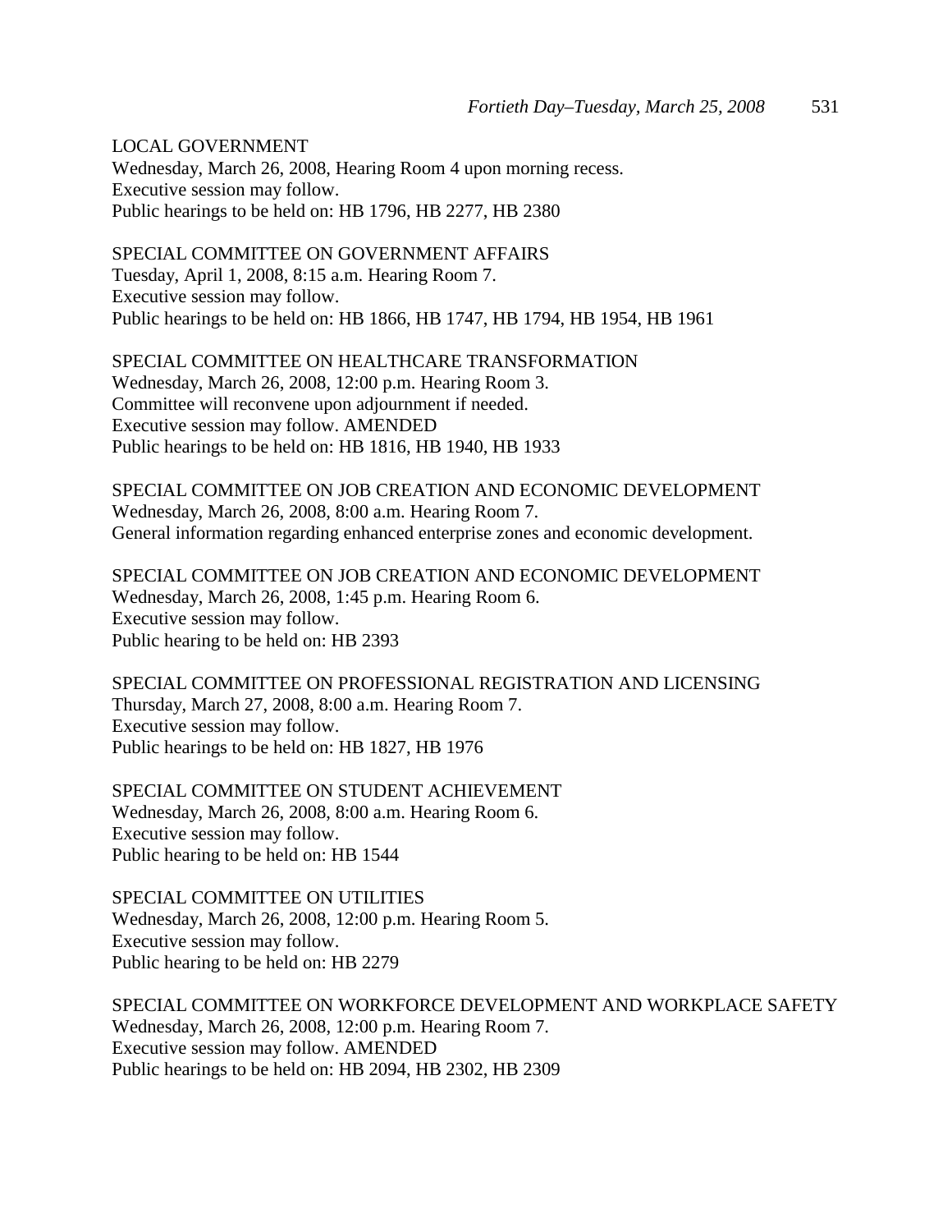LOCAL GOVERNMENT
Wednesday, March 26, 2008, Hearing Room 4 upon morning recess.
Executive session may follow.
Public hearings to be held on: HB 1796, HB 2277, HB 2380

SPECIAL COMMITTEE ON GOVERNMENT AFFAIRS
Tuesday, April 1, 2008, 8:15 a.m. Hearing Room 7.
Executive session may follow.
Public hearings to be held on: HB 1866, HB 1747, HB 1794, HB 1954, HB 1961

SPECIAL COMMITTEE ON HEALTHCARE TRANSFORMATION
Wednesday, March 26, 2008, 12:00 p.m. Hearing Room 3.
Committee will reconvene upon adjournment if needed.
Executive session may follow. AMENDED
Public hearings to be held on: HB 1816, HB 1940, HB 1933

SPECIAL COMMITTEE ON JOB CREATION AND ECONOMIC DEVELOPMENT
Wednesday, March 26, 2008, 8:00 a.m. Hearing Room 7.
General information regarding enhanced enterprise zones and economic development.

SPECIAL COMMITTEE ON JOB CREATION AND ECONOMIC DEVELOPMENT
Wednesday, March 26, 2008, 1:45 p.m. Hearing Room 6.
Executive session may follow.
Public hearing to be held on: HB 2393

SPECIAL COMMITTEE ON PROFESSIONAL REGISTRATION AND LICENSING
Thursday, March 27, 2008, 8:00 a.m. Hearing Room 7.
Executive session may follow.
Public hearings to be held on: HB 1827, HB 1976

SPECIAL COMMITTEE ON STUDENT ACHIEVEMENT
Wednesday, March 26, 2008, 8:00 a.m. Hearing Room 6.
Executive session may follow.
Public hearing to be held on: HB 1544

SPECIAL COMMITTEE ON UTILITIES
Wednesday, March 26, 2008, 12:00 p.m. Hearing Room 5.
Executive session may follow.
Public hearing to be held on: HB 2279

SPECIAL COMMITTEE ON WORKFORCE DEVELOPMENT AND WORKPLACE SAFETY
Wednesday, March 26, 2008, 12:00 p.m. Hearing Room 7.
Executive session may follow. AMENDED
Public hearings to be held on: HB 2094, HB 2302, HB 2309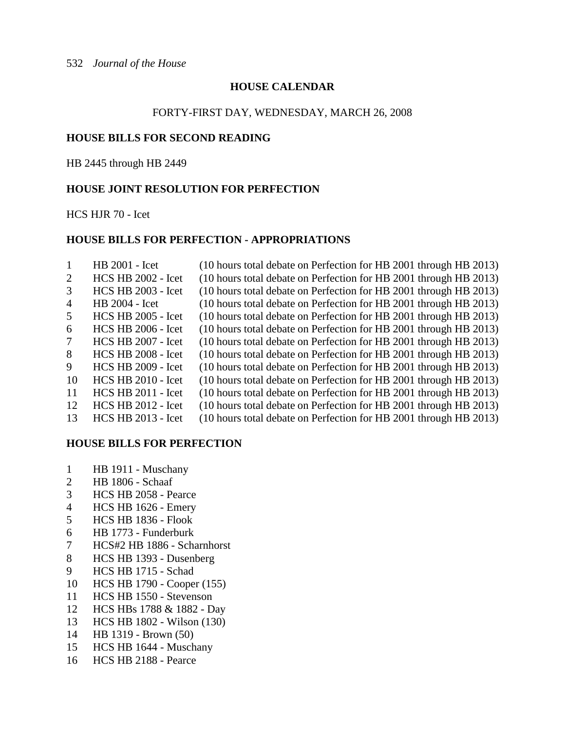## HOUSE CALENDAR

FORTY-FIRST DAY, WEDNESDAY, MARCH 26, 2008

### HOUSE BILLS FOR SECOND READING

HB 2445 through HB 2449

### HOUSE JOINT RESOLUTION FOR PERFECTION

HCS HJR 70 - Icet

### HOUSE BILLS FOR PERFECTION - APPROPRIATIONS

| | | |
|---|---|---|
| 1 | HB 2001 - Icet | (10 hours total debate on Perfection for HB 2001 through HB 2013) |
| 2 | HCS HB 2002 - Icet | (10 hours total debate on Perfection for HB 2001 through HB 2013) |
| 3 | HCS HB 2003 - Icet | (10 hours total debate on Perfection for HB 2001 through HB 2013) |
| 4 | HB 2004 - Icet | (10 hours total debate on Perfection for HB 2001 through HB 2013) |
| 5 | HCS HB 2005 - Icet | (10 hours total debate on Perfection for HB 2001 through HB 2013) |
| 6 | HCS HB 2006 - Icet | (10 hours total debate on Perfection for HB 2001 through HB 2013) |
| 7 | HCS HB 2007 - Icet | (10 hours total debate on Perfection for HB 2001 through HB 2013) |
| 8 | HCS HB 2008 - Icet | (10 hours total debate on Perfection for HB 2001 through HB 2013) |
| 9 | HCS HB 2009 - Icet | (10 hours total debate on Perfection for HB 2001 through HB 2013) |
| 10 | HCS HB 2010 - Icet | (10 hours total debate on Perfection for HB 2001 through HB 2013) |
| 11 | HCS HB 2011 - Icet | (10 hours total debate on Perfection for HB 2001 through HB 2013) |
| 12 | HCS HB 2012 - Icet | (10 hours total debate on Perfection for HB 2001 through HB 2013) |
| 13 | HCS HB 2013 - Icet | (10 hours total debate on Perfection for HB 2001 through HB 2013) |

### HOUSE BILLS FOR PERFECTION

1. HB 1911 - Muschany
2. HB 1806 - Schaaf
3. HCS HB 2058 - Pearce
4. HCS HB 1626 - Emery
5. HCS HB 1836 - Flook
6. HB 1773 - Funderburk
7. HCS#2 HB 1886 - Scharnhorst
8. HCS HB 1393 - Dusenberg
9. HCS HB 1715 - Schad
10. HCS HB 1790 - Cooper (155)
11. HCS HB 1550 - Stevenson
12. HCS HBs 1788 & 1882 - Day
13. HCS HB 1802 - Wilson (130)
14. HB 1319 - Brown (50)
15. HCS HB 1644 - Muschany
16. HCS HB 2188 - Pearce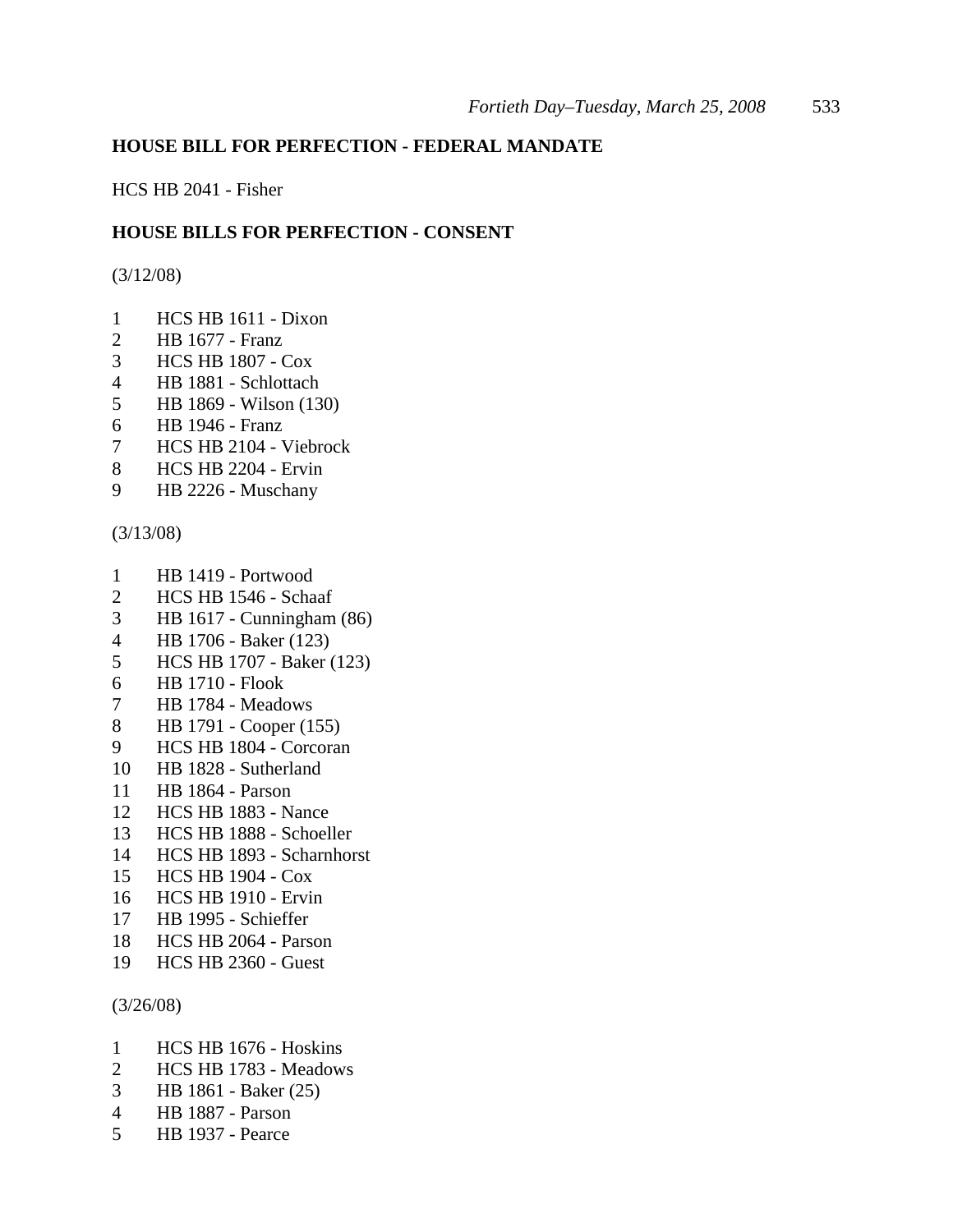**HOUSE BILL FOR PERFECTION - FEDERAL MANDATE**

HCS HB 2041 - Fisher

**HOUSE BILLS FOR PERFECTION - CONSENT**

(3/12/08)

1 HCS HB 1611 - Dixon
2 HB 1677 - Franz
3 HCS HB 1807 - Cox
4 HB 1881 - Schlottach
5 HB 1869 - Wilson (130)
6 HB 1946 - Franz
7 HCS HB 2104 - Viebrock
8 HCS HB 2204 - Ervin
9 HB 2226 - Muschany

(3/13/08)

1 HB 1419 - Portwood
2 HCS HB 1546 - Schaaf
3 HB 1617 - Cunningham (86)
4 HB 1706 - Baker (123)
5 HCS HB 1707 - Baker (123)
6 HB 1710 - Flook
7 HB 1784 - Meadows
8 HB 1791 - Cooper (155)
9 HCS HB 1804 - Corcoran
10 HB 1828 - Sutherland
11 HB 1864 - Parson
12 HCS HB 1883 - Nance
13 HCS HB 1888 - Schoeller
14 HCS HB 1893 - Scharnhorst
15 HCS HB 1904 - Cox
16 HCS HB 1910 - Ervin
17 HB 1995 - Schieffer
18 HCS HB 2064 - Parson
19 HCS HB 2360 - Guest

(3/26/08)

1 HCS HB 1676 - Hoskins
2 HCS HB 1783 - Meadows
3 HB 1861 - Baker (25)
4 HB 1887 - Parson
5 HB 1937 - Pearce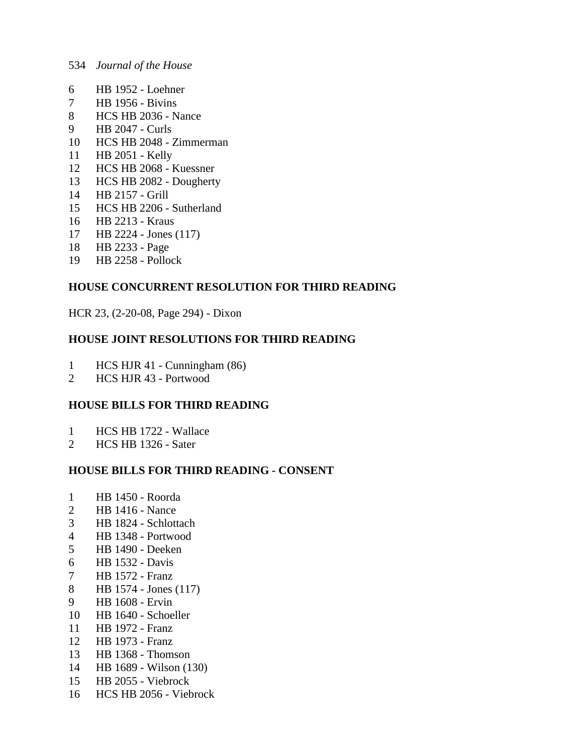6 HB 1952 - Loehner
7 HB 1956 - Bivins
8 HCS HB 2036 - Nance
9 HB 2047 - Curls
10 HCS HB 2048 - Zimmerman
11 HB 2051 - Kelly
12 HCS HB 2068 - Kuessner
13 HCS HB 2082 - Dougherty
14 HB 2157 - Grill
15 HCS HB 2206 - Sutherland
16 HB 2213 - Kraus
17 HB 2224 - Jones (117)
18 HB 2233 - Page
19 HB 2258 - Pollock

**HOUSE CONCURRENT RESOLUTION FOR THIRD READING**

HCR 23, (2-20-08, Page 294) - Dixon

**HOUSE JOINT RESOLUTIONS FOR THIRD READING**

1 HCS HJR 41 - Cunningham (86)
2 HCS HJR 43 - Portwood

**HOUSE BILLS FOR THIRD READING**

1 HCS HB 1722 - Wallace
2 HCS HB 1326 - Sater

**HOUSE BILLS FOR THIRD READING - CONSENT**

1 HB 1450 - Roorda
2 HB 1416 - Nance
3 HB 1824 - Schlottach
4 HB 1348 - Portwood
5 HB 1490 - Deeken
6 HB 1532 - Davis
7 HB 1572 - Franz
8 HB 1574 - Jones (117)
9 HB 1608 - Ervin
10 HB 1640 - Schoeller
11 HB 1972 - Franz
12 HB 1973 - Franz
13 HB 1368 - Thomson
14 HB 1689 - Wilson (130)
15 HB 2055 - Viebrock
16 HCS HB 2056 - Viebrock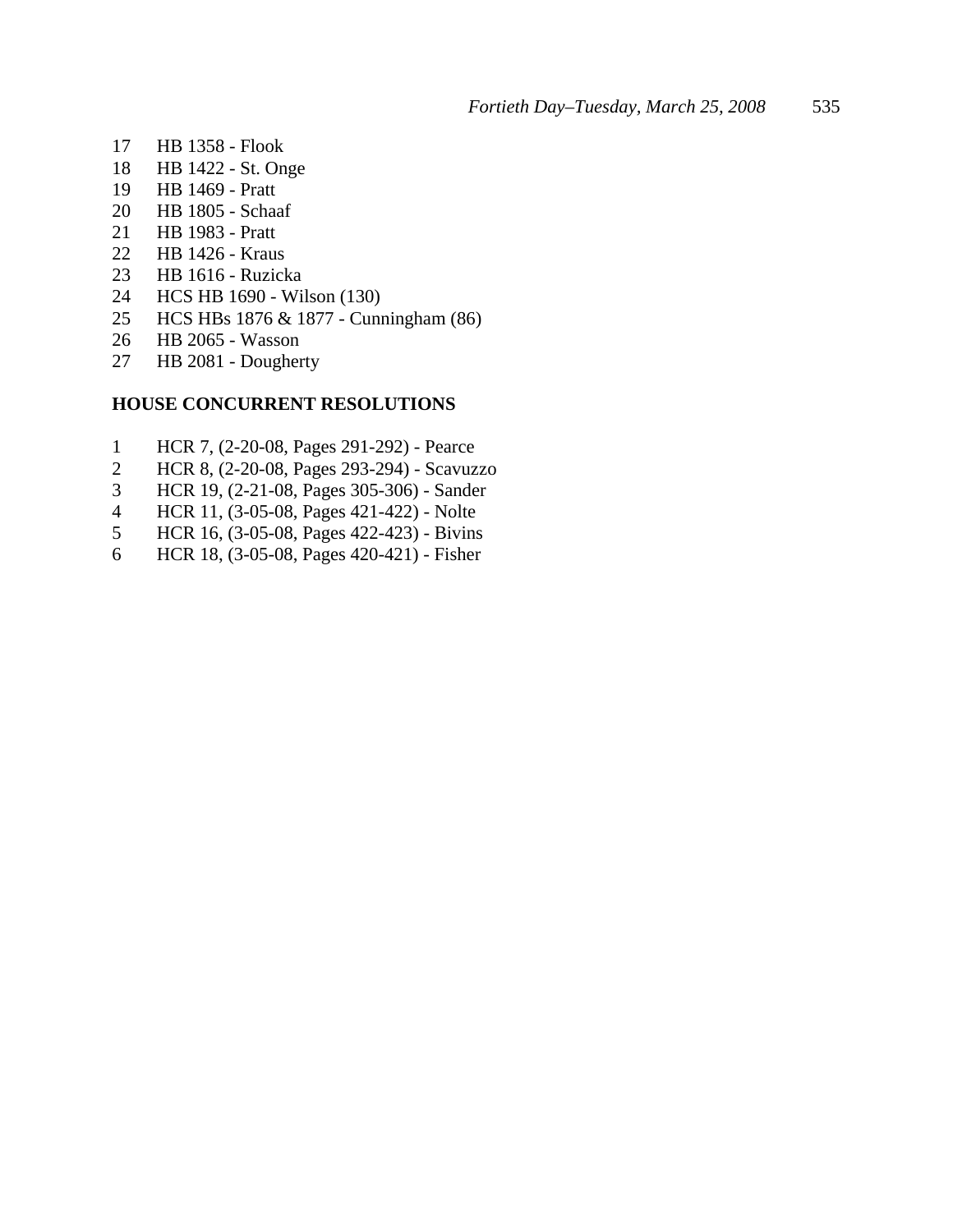17 HB 1358 - Flook
18 HB 1422 - St. Onge
19 HB 1469 - Pratt
20 HB 1805 - Schaaf
21 HB 1983 - Pratt
22 HB 1426 - Kraus
23 HB 1616 - Ruzicka
24 HCS HB 1690 - Wilson (130)
25 HCS HBs 1876 & 1877 - Cunningham (86)
26 HB 2065 - Wasson
27 HB 2081 - Dougherty

**HOUSE CONCURRENT RESOLUTIONS**

1 HCR 7, (2-20-08, Pages 291-292) - Pearce
2 HCR 8, (2-20-08, Pages 293-294) - Scavuzzo
3 HCR 19, (2-21-08, Pages 305-306) - Sander
4 HCR 11, (3-05-08, Pages 421-422) - Nolte
5 HCR 16, (3-05-08, Pages 422-423) - Bivins
6 HCR 18, (3-05-08, Pages 420-421) - Fisher